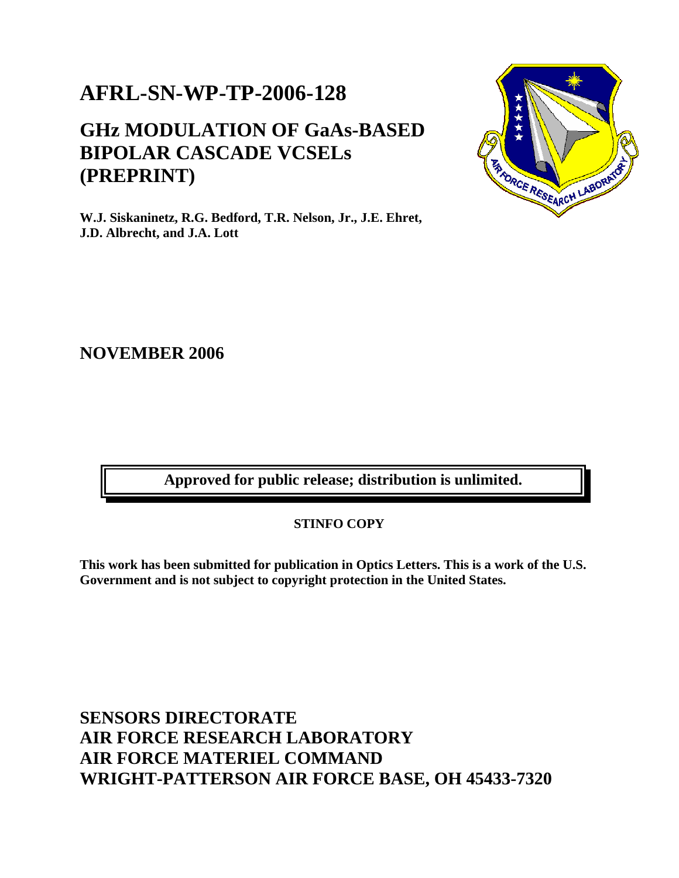# AFRL-SN-WP-TP-2006-128

## GHz MODULATION OF GaAs-BASED BIPOLAR CASCADE VCSELs (PREPRINT)

**W.J. Siskaninetz, R.G. Bedford, T.R. Nelson, Jr., J.E. Ehret, J.D. Albrecht, and J.A. Lott**

## NOVEMBER 2006

**Approved for public release; distribution is unlimited.**

**STINFO COPY**

**This work has been submitted for publication in Optics Letters. This is a work of the U.S. Government and is not subject to copyright protection in the United States.**

## SENSORS DIRECTORATE
## AIR FORCE RESEARCH LABORATORY
## AIR FORCE MATERIEL COMMAND
## WRIGHT-PATTERSON AIR FORCE BASE, OH 45433-7320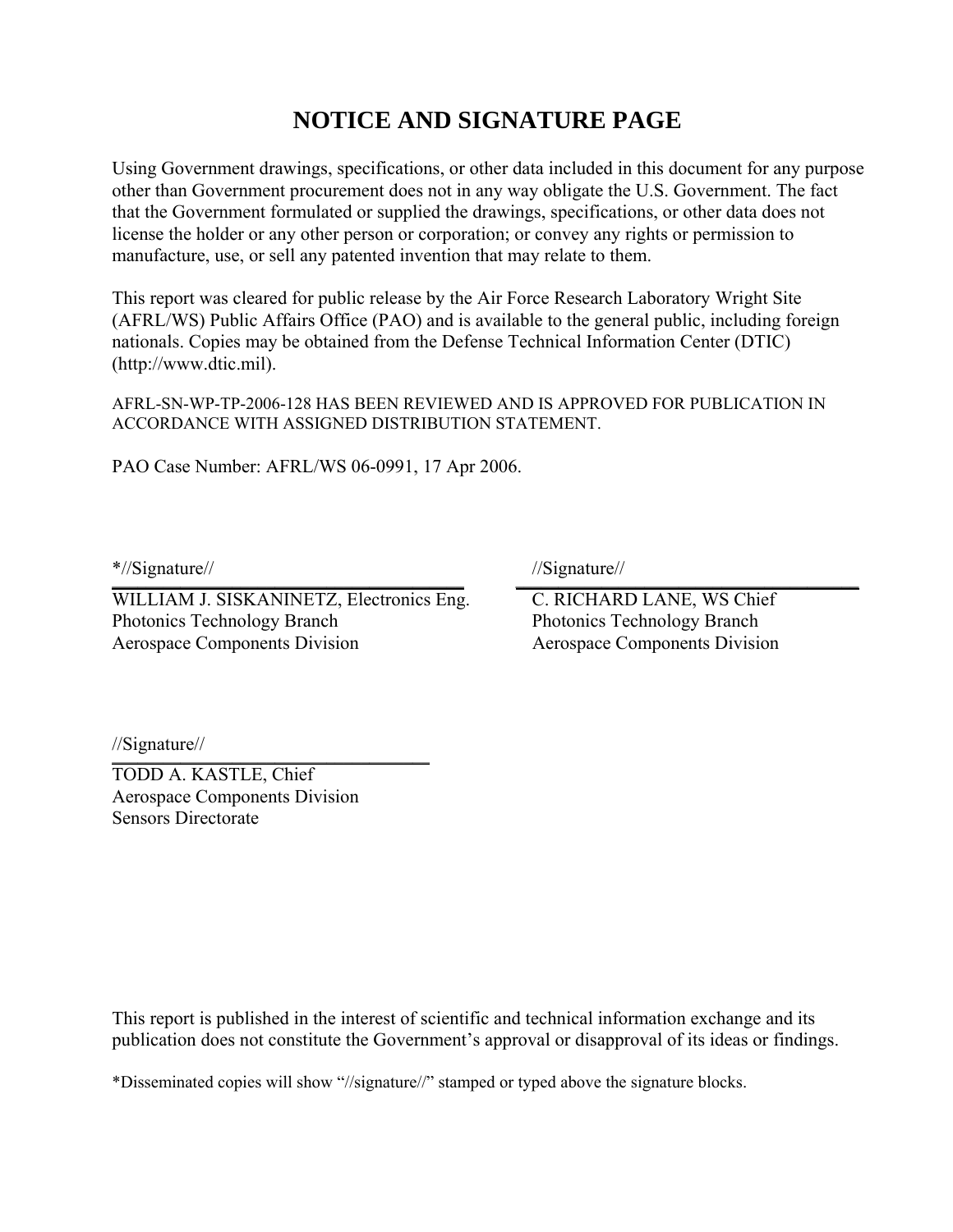# NOTICE AND SIGNATURE PAGE

Using Government drawings, specifications, or other data included in this document for any purpose other than Government procurement does not in any way obligate the U.S. Government. The fact that the Government formulated or supplied the drawings, specifications, or other data does not license the holder or any other person or corporation; or convey any rights or permission to manufacture, use, or sell any patented invention that may relate to them.

This report was cleared for public release by the Air Force Research Laboratory Wright Site (AFRL/WS) Public Affairs Office (PAO) and is available to the general public, including foreign nationals. Copies may be obtained from the Defense Technical Information Center (DTIC) (http://www.dtic.mil).

AFRL-SN-WP-TP-2006-128 HAS BEEN REVIEWED AND IS APPROVED FOR PUBLICATION IN ACCORDANCE WITH ASSIGNED DISTRIBUTION STATEMENT.

PAO Case Number: AFRL/WS 06-0991, 17 Apr 2006.

*//Signature//

WILLIAM J. SISKANINETZ, Electronics Eng.
Photonics Technology Branch
Aerospace Components Division

//Signature//

C. RICHARD LANE, WS Chief
Photonics Technology Branch
Aerospace Components Division

//Signature//

TODD A. KASTLE, Chief
Aerospace Components Division
Sensors Directorate

This report is published in the interest of scientific and technical information exchange and its publication does not constitute the Government's approval or disapproval of its ideas or findings.

*Disseminated copies will show "//signature//" stamped or typed above the signature blocks.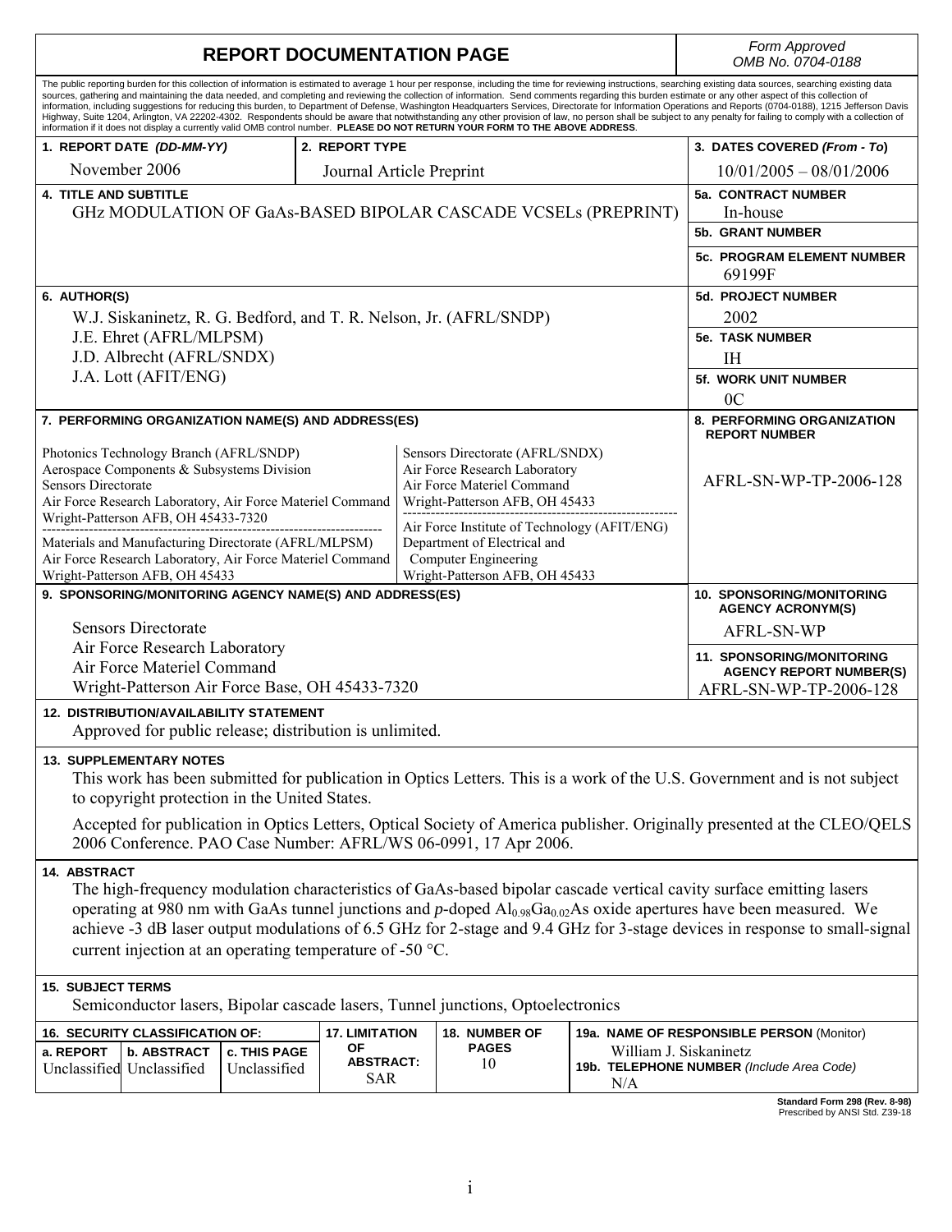# REPORT DOCUMENTATION PAGE

*Form Approved OMB No. 0704-0188*

The public reporting burden for this collection of information is estimated to average 1 hour per response, including the time for reviewing instructions, searching existing data sources, searching existing data sources, gathering and maintaining the data needed, and completing and reviewing the collection of information. Send comments regarding this burden estimate or any other aspect of this collection of information, including suggestions for reducing this burden, to Department of Defense, Washington Headquarters Services, Directorate for Information Operations and Reports (0704-0188), 1215 Jefferson Davis Highway, Suite 1204, Arlington, VA 22202-4302. Respondents should be aware that notwithstanding any other provision of law, no person shall be subject to any penalty for failing to comply with a collection of information if it does not display a currently valid OMB control number. **PLEASE DO NOT RETURN YOUR FORM TO THE ABOVE ADDRESS**.

| 1. REPORT DATE *(DD-MM-YY)* | 2. REPORT TYPE | 3. DATES COVERED *(From - To)* |
|---|---|---|
| November 2006 | Journal Article Preprint | 10/01/2005 – 08/01/2006 |

**4. TITLE AND SUBTITLE**
GHz MODULATION OF GaAs-BASED BIPOLAR CASCADE VCSELs (PREPRINT)

**5a. CONTRACT NUMBER**
In-house

**5b. GRANT NUMBER**

**5c. PROGRAM ELEMENT NUMBER**
69199F

**6. AUTHOR(S)**
W.J. Siskaninetz, R. G. Bedford, and T. R. Nelson, Jr. (AFRL/SNDP)
J.E. Ehret (AFRL/MLPSM)
J.D. Albrecht (AFRL/SNDX)
J.A. Lott (AFIT/ENG)

**5d. PROJECT NUMBER**
2002

**5e. TASK NUMBER**
IH

**5f. WORK UNIT NUMBER**
0C

**7. PERFORMING ORGANIZATION NAME(S) AND ADDRESS(ES)**

Photonics Technology Branch (AFRL/SNDP)
Aerospace Components & Subsystems Division
Sensors Directorate
Air Force Research Laboratory, Air Force Materiel Command
Wright-Patterson AFB, OH 45433-7320

Materials and Manufacturing Directorate (AFRL/MLPSM)
Air Force Research Laboratory, Air Force Materiel Command
Wright-Patterson AFB, OH 45433

Sensors Directorate (AFRL/SNDX)
Air Force Research Laboratory
Air Force Materiel Command
Wright-Patterson AFB, OH 45433

Air Force Institute of Technology (AFIT/ENG)
Department of Electrical and Computer Engineering
Wright-Patterson AFB, OH 45433

**8. PERFORMING ORGANIZATION REPORT NUMBER**
AFRL-SN-WP-TP-2006-128

**9. SPONSORING/MONITORING AGENCY NAME(S) AND ADDRESS(ES)**
Sensors Directorate
Air Force Research Laboratory
Air Force Materiel Command
Wright-Patterson Air Force Base, OH 45433-7320

**10. SPONSORING/MONITORING AGENCY ACRONYM(S)**
AFRL-SN-WP

**11. SPONSORING/MONITORING AGENCY REPORT NUMBER(S)**
AFRL-SN-WP-TP-2006-128

**12. DISTRIBUTION/AVAILABILITY STATEMENT**
Approved for public release; distribution is unlimited.

**13. SUPPLEMENTARY NOTES**
This work has been submitted for publication in Optics Letters. This is a work of the U.S. Government and is not subject to copyright protection in the United States.

Accepted for publication in Optics Letters, Optical Society of America publisher. Originally presented at the CLEO/QELS 2006 Conference. PAO Case Number: AFRL/WS 06-0991, 17 Apr 2006.

**14. ABSTRACT**
The high-frequency modulation characteristics of GaAs-based bipolar cascade vertical cavity surface emitting lasers operating at 980 nm with GaAs tunnel junctions and *p*-doped $Al_{0.98}Ga_{0.02}As$ oxide apertures have been measured. We achieve -3 dB laser output modulations of 6.5 GHz for 2-stage and 9.4 GHz for 3-stage devices in response to small-signal current injection at an operating temperature of -50 °C.

**15. SUBJECT TERMS**
Semiconductor lasers, Bipolar cascade lasers, Tunnel junctions, Optoelectronics

| 16. SECURITY CLASSIFICATION OF: | | | 17. LIMITATION OF ABSTRACT: | 18. NUMBER OF PAGES | 19a. NAME OF RESPONSIBLE PERSON (Monitor) |
|---|---|---|---|---|---|
| a. REPORT | b. ABSTRACT | c. THIS PAGE | | | William J. Siskaninetz |
| Unclassified | Unclassified | Unclassified | SAR | 10 | 19b. TELEPHONE NUMBER *(Include Area Code)* N/A |

**Standard Form 298 (Rev. 8-98)**
Prescribed by ANSI Std. Z39-18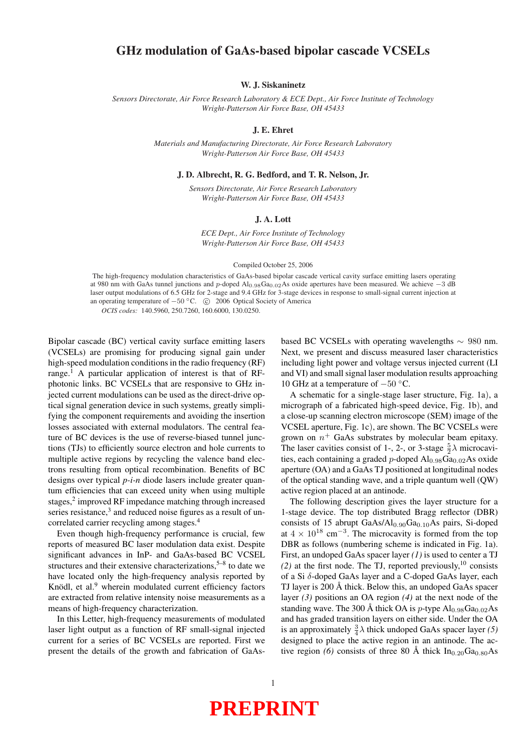# GHz modulation of GaAs-based bipolar cascade VCSELs

**W. J. Siskaninetz**

*Sensors Directorate, Air Force Research Laboratory & ECE Dept., Air Force Institute of Technology*
*Wright-Patterson Air Force Base, OH 45433*

**J. E. Ehret**

*Materials and Manufacturing Directorate, Air Force Research Laboratory*
*Wright-Patterson Air Force Base, OH 45433*

**J. D. Albrecht, R. G. Bedford, and T. R. Nelson, Jr.**

*Sensors Directorate, Air Force Research Laboratory*
*Wright-Patterson Air Force Base, OH 45433*

**J. A. Lott**

*ECE Dept., Air Force Institute of Technology*
*Wright-Patterson Air Force Base, OH 45433*

Compiled October 25, 2006

The high-frequency modulation characteristics of GaAs-based bipolar cascade vertical cavity surface emitting lasers operating at 980 nm with GaAs tunnel junctions and $p$-doped $Al_{0.98}Ga_{0.02}As$ oxide apertures have been measured. We achieve $-3$ dB laser output modulations of 6.5 GHz for 2-stage and 9.4 GHz for 3-stage devices in response to small-signal current injection at an operating temperature of $-50$ °C. © 2006 Optical Society of America

*OCIS codes:* 140.5960, 250.7260, 160.6000, 130.0250.

Bipolar cascade (BC) vertical cavity surface emitting lasers (VCSELs) are promising for producing signal gain under high-speed modulation conditions in the radio frequency (RF) range.[1] A particular application of interest is that of RF-photonic links. BC VCSELs that are responsive to GHz injected current modulations can be used as the direct-drive optical signal generation device in such systems, greatly simplifying the component requirements and avoiding the insertion losses associated with external modulators. The central feature of BC devices is the use of reverse-biased tunnel junctions (TJs) to efficiently source electron and hole currents to multiple active regions by recycling the valence band electrons resulting from optical recombination. Benefits of BC designs over typical $p$-$i$-$n$ diode lasers include greater quantum efficiencies that can exceed unity when using multiple stages,[2] improved RF impedance matching through increased series resistance,[3] and reduced noise figures as a result of uncorrelated carrier recycling among stages.[4]

Even though high-frequency performance is crucial, few reports of measured BC laser modulation data exist. Despite significant advances in InP- and GaAs-based BC VCSEL structures and their extensive characterizations,[5–8] to date we have located only the high-frequency analysis reported by Knödl, et al.[9] wherein modulated current efficiency factors are extracted from relative intensity noise measurements as a means of high-frequency characterization.

In this Letter, high-frequency measurements of modulated laser light output as a function of RF small-signal injected current for a series of BC VCSELs are reported. First we present the details of the growth and fabrication of GaAs-based BC VCSELs with operating wavelengths $\sim$ 980 nm. Next, we present and discuss measured laser characteristics including light power and voltage versus injected current (LI and VI) and small signal laser modulation results approaching 10 GHz at a temperature of $-50$ °C.

A schematic for a single-stage laser structure, Fig. 1a), a micrograph of a fabricated high-speed device, Fig. 1b), and a close-up scanning electron microscope (SEM) image of the VCSEL aperture, Fig. 1c), are shown. The BC VCSELs were grown on $n^+$ GaAs substrates by molecular beam epitaxy. The laser cavities consist of 1-, 2-, or 3-stage $\frac{5}{2}\lambda$ microcavities, each containing a graded $p$-doped $Al_{0.98}Ga_{0.02}As$ oxide aperture (OA) and a GaAs TJ positioned at longitudinal nodes of the optical standing wave, and a triple quantum well (QW) active region placed at an antinode.

The following description gives the layer structure for a 1-stage device. The top distributed Bragg reflector (DBR) consists of 15 abrupt $GaAs/Al_{0.90}Ga_{0.10}As$ pairs, Si-doped at $4 \times 10^{18}$ cm$^{-3}$. The microcavity is formed from the top DBR as follows (numbering scheme is indicated in Fig. 1a). First, an undoped GaAs spacer layer *(1)* is used to center a TJ *(2)* at the first node. The TJ, reported previously,[10] consists of a Si $\delta$-doped GaAs layer and a C-doped GaAs layer, each TJ layer is 200 Å thick. Below this, an undoped GaAs spacer layer *(3)* positions an OA region *(4)* at the next node of the standing wave. The 300 Å thick OA is $p$-type $Al_{0.98}Ga_{0.02}As$ and has graded transition layers on either side. Under the OA is an approximately $\frac{3}{4}\lambda$ thick undoped GaAs spacer layer *(5)* designed to place the active region in an antinode. The active region *(6)* consists of three 80 Å thick $In_{0.20}Ga_{0.80}As$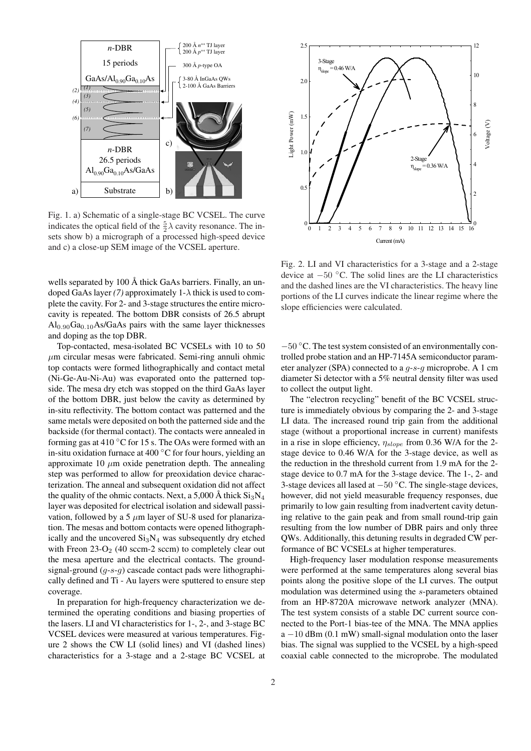Fig. 1. a) Schematic of a single-stage BC VCSEL. The curve indicates the optical field of the $\frac{5}{2}\lambda$ cavity resonance. The insets show b) a micrograph of a processed high-speed device and c) a close-up SEM image of the VCSEL aperture.

Fig. 2. LI and VI characteristics for a 3-stage and a 2-stage device at $-50$ °C. The solid lines are the LI characteristics and the dashed lines are the VI characteristics. The heavy line portions of the LI curves indicate the linear regime where the slope efficiencies were calculated.

wells separated by 100 Å thick GaAs barriers. Finally, an undoped GaAs layer *(7)* approximately 1-$\lambda$ thick is used to complete the cavity. For 2- and 3-stage structures the entire microcavity is repeated. The bottom DBR consists of 26.5 abrupt $Al_{0.90}Ga_{0.10}As$/GaAs pairs with the same layer thicknesses and doping as the top DBR.

Top-contacted, mesa-isolated BC VCSELs with 10 to 50 $\mu$m circular mesas were fabricated. Semi-ring annuli ohmic top contacts were formed lithographically and contact metal (Ni-Ge-Au-Ni-Au) was evaporated onto the patterned topside. The mesa dry etch was stopped on the third GaAs layer of the bottom DBR, just below the cavity as determined by in-situ reflectivity. The bottom contact was patterned and the same metals were deposited on both the patterned side and the backside (for thermal contact). The contacts were annealed in forming gas at 410 °C for 15 s. The OAs were formed with an in-situ oxidation furnace at 400 °C for four hours, yielding an approximate 10 $\mu$m oxide penetration depth. The annealing step was performed to allow for preoxidation device characterization. The anneal and subsequent oxidation did not affect the quality of the ohmic contacts. Next, a 5,000 Å thick $Si_3N_4$ layer was deposited for electrical isolation and sidewall passivation, followed by a 5 $\mu$m layer of SU-8 used for planarization. The mesas and bottom contacts were opened lithographically and the uncovered $Si_3N_4$ was subsequently dry etched with Freon 23-$O_2$ (40 sccm-2 sccm) to completely clear out the mesa aperture and the electrical contacts. The ground-signal-ground ($g$-$s$-$g$) cascade contact pads were lithographically defined and Ti - Au layers were sputtered to ensure step coverage.

In preparation for high-frequency characterization we determined the operating conditions and biasing properties of the lasers. LI and VI characteristics for 1-, 2-, and 3-stage BC VCSEL devices were measured at various temperatures. Figure 2 shows the CW LI (solid lines) and VI (dashed lines) characteristics for a 3-stage and a 2-stage BC VCSEL at $-50$ °C. The test system consisted of an environmentally controlled probe station and an HP-7145A semiconductor parameter analyzer (SPA) connected to a $g$-$s$-$g$ microprobe. A 1 cm diameter Si detector with a 5% neutral density filter was used to collect the output light.

The "electron recycling" benefit of the BC VCSEL structure is immediately obvious by comparing the 2- and 3-stage LI data. The increased round trip gain from the additional stage (without a proportional increase in current) manifests in a rise in slope efficiency, $\eta_{slope}$ from 0.36 W/A for the 2-stage device to 0.46 W/A for the 3-stage device, as well as the reduction in the threshold current from 1.9 mA for the 2-stage device to 0.7 mA for the 3-stage device. The 1-, 2- and 3-stage devices all lased at $-50$ °C. The single-stage devices, however, did not yield measurable frequency responses, due primarily to low gain resulting from inadvertent cavity detuning relative to the gain peak and from small round-trip gain resulting from the low number of DBR pairs and only three QWs. Additionally, this detuning results in degraded CW performance of BC VCSELs at higher temperatures.

High-frequency laser modulation response measurements were performed at the same temperatures along several bias points along the positive slope of the LI curves. The output modulation was determined using the $s$-parameters obtained from an HP-8720A microwave network analyzer (MNA). The test system consists of a stable DC current source connected to the Port-1 bias-tee of the MNA. The MNA applies a $-10$ dBm (0.1 mW) small-signal modulation onto the laser bias. The signal was supplied to the VCSEL by a high-speed coaxial cable connected to the microprobe. The modulated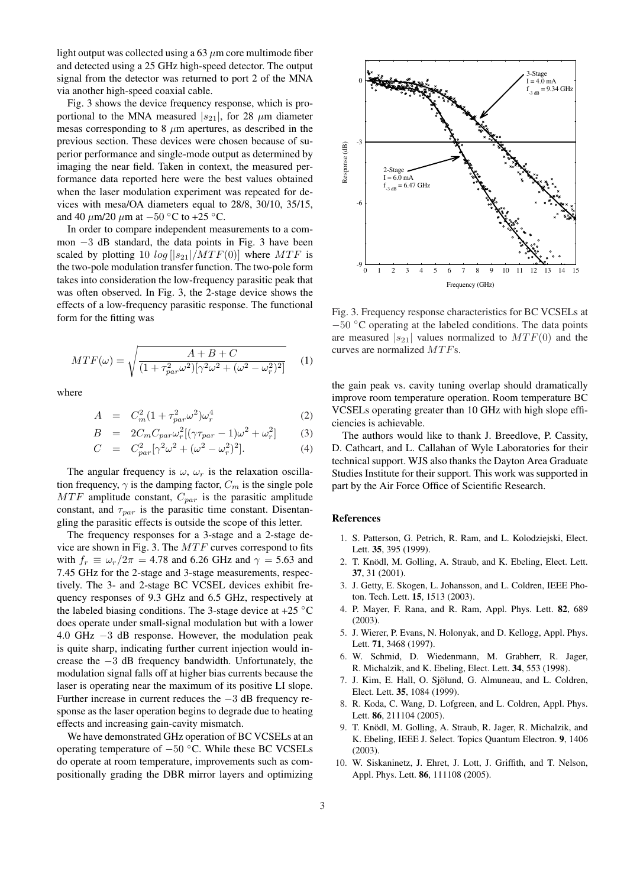light output was collected using a 63 $\mu$m core multimode fiber and detected using a 25 GHz high-speed detector. The output signal from the detector was returned to port 2 of the MNA via another high-speed coaxial cable.

Fig. 3 shows the device frequency response, which is proportional to the MNA measured $|s_{21}|$, for 28 $\mu$m diameter mesas corresponding to 8 $\mu$m apertures, as described in the previous section. These devices were chosen because of superior performance and single-mode output as determined by imaging the near field. Taken in context, the measured performance data reported here were the best values obtained when the laser modulation experiment was repeated for devices with mesa/OA diameters equal to 28/8, 30/10, 35/15, and 40 $\mu$m/20 $\mu$m at $-50$ °C to +25 °C.

In order to compare independent measurements to a common $-3$ dB standard, the data points in Fig. 3 have been scaled by plotting $10\ log\left[|s_{21}|/MTF(0)\right]$ where $MTF$ is the two-pole modulation transfer function. The two-pole form takes into consideration the low-frequency parasitic peak that was often observed. In Fig. 3, the 2-stage device shows the effects of a low-frequency parasitic response. The functional form for the fitting was

$$MTF(\omega) = \sqrt{\frac{A+B+C}{(1+\tau_{par}^2\omega^2)[\gamma^2\omega^2+(\omega^2-\omega_r^2)^2]}} \quad (1)$$

where

$$A = C_m^2(1+\tau_{par}^2\omega^2)\omega_r^4 \quad (2)$$

$$B = 2C_m C_{par}\omega_r^2[(\gamma\tau_{par}-1)\omega^2+\omega_r^2] \quad (3)$$

$$C = C_{par}^2[\gamma^2\omega^2+(\omega^2-\omega_r^2)^2]. \quad (4)$$

The angular frequency is $\omega$, $\omega_r$ is the relaxation oscillation frequency, $\gamma$ is the damping factor, $C_m$ is the single pole $MTF$ amplitude constant, $C_{par}$ is the parasitic amplitude constant, and $\tau_{par}$ is the parasitic time constant. Disentangling the parasitic effects is outside the scope of this letter.

The frequency responses for a 3-stage and a 2-stage device are shown in Fig. 3. The $MTF$ curves correspond to fits with $f_r \equiv \omega_r/2\pi$ = 4.78 and 6.26 GHz and $\gamma$ = 5.63 and 7.45 GHz for the 2-stage and 3-stage measurements, respectively. The 3- and 2-stage BC VCSEL devices exhibit frequency responses of 9.3 GHz and 6.5 GHz, respectively at the labeled biasing conditions. The 3-stage device at +25 °C does operate under small-signal modulation but with a lower 4.0 GHz $-3$ dB response. However, the modulation peak is quite sharp, indicating further current injection would increase the $-3$ dB frequency bandwidth. Unfortunately, the modulation signal falls off at higher bias currents because the laser is operating near the maximum of its positive LI slope. Further increase in current reduces the $-3$ dB frequency response as the laser operation begins to degrade due to heating effects and increasing gain-cavity mismatch.

We have demonstrated GHz operation of BC VCSELs at an operating temperature of $-50$ °C. While these BC VCSELs do operate at room temperature, improvements such as compositionally grading the DBR mirror layers and optimizing the gain peak vs. cavity tuning overlap should dramatically improve room temperature operation. Room temperature BC VCSELs operating greater than 10 GHz with high slope efficiencies is achievable.

3-Stage
I = 4.0 mA
f$_{-3\,dB}$ = 9.34 GHz

2-Stage
I = 6.0 mA
f$_{-3\,dB}$ = 6.47 GHz

Response (dB)

Frequency (GHz)

Fig. 3. Frequency response characteristics for BC VCSELs at $-50$ °C operating at the labeled conditions. The data points are measured $|s_{21}|$ values normalized to $MTF(0)$ and the curves are normalized $MTF$s.

The authors would like to thank J. Breedlove, P. Cassity, D. Cathcart, and L. Callahan of Wyle Laboratories for their technical support. WJS also thanks the Dayton Area Graduate Studies Institute for their support. This work was supported in part by the Air Force Office of Scientific Research.

## References

1. S. Patterson, G. Petrich, R. Ram, and L. Kolodziejski, Elect. Lett. **35**, 395 (1999).
2. T. Knödl, M. Golling, A. Straub, and K. Ebeling, Elect. Lett. **37**, 31 (2001).
3. J. Getty, E. Skogen, L. Johansson, and L. Coldren, IEEE Photon. Tech. Lett. **15**, 1513 (2003).
4. P. Mayer, F. Rana, and R. Ram, Appl. Phys. Lett. **82**, 689 (2003).
5. J. Wierer, P. Evans, N. Holonyak, and D. Kellogg, Appl. Phys. Lett. **71**, 3468 (1997).
6. W. Schmid, D. Wiedenmann, M. Grabherr, R. Jager, R. Michalzik, and K. Ebeling, Elect. Lett. **34**, 553 (1998).
7. J. Kim, E. Hall, O. Sjölund, G. Almuneau, and L. Coldren, Elect. Lett. **35**, 1084 (1999).
8. R. Koda, C. Wang, D. Lofgreen, and L. Coldren, Appl. Phys. Lett. **86**, 211104 (2005).
9. T. Knödl, M. Golling, A. Straub, R. Jager, R. Michalzik, and K. Ebeling, IEEE J. Select. Topics Quantum Electron. **9**, 1406 (2003).
10. W. Siskaninetz, J. Ehret, J. Lott, J. Griffith, and T. Nelson, Appl. Phys. Lett. **86**, 111108 (2005).